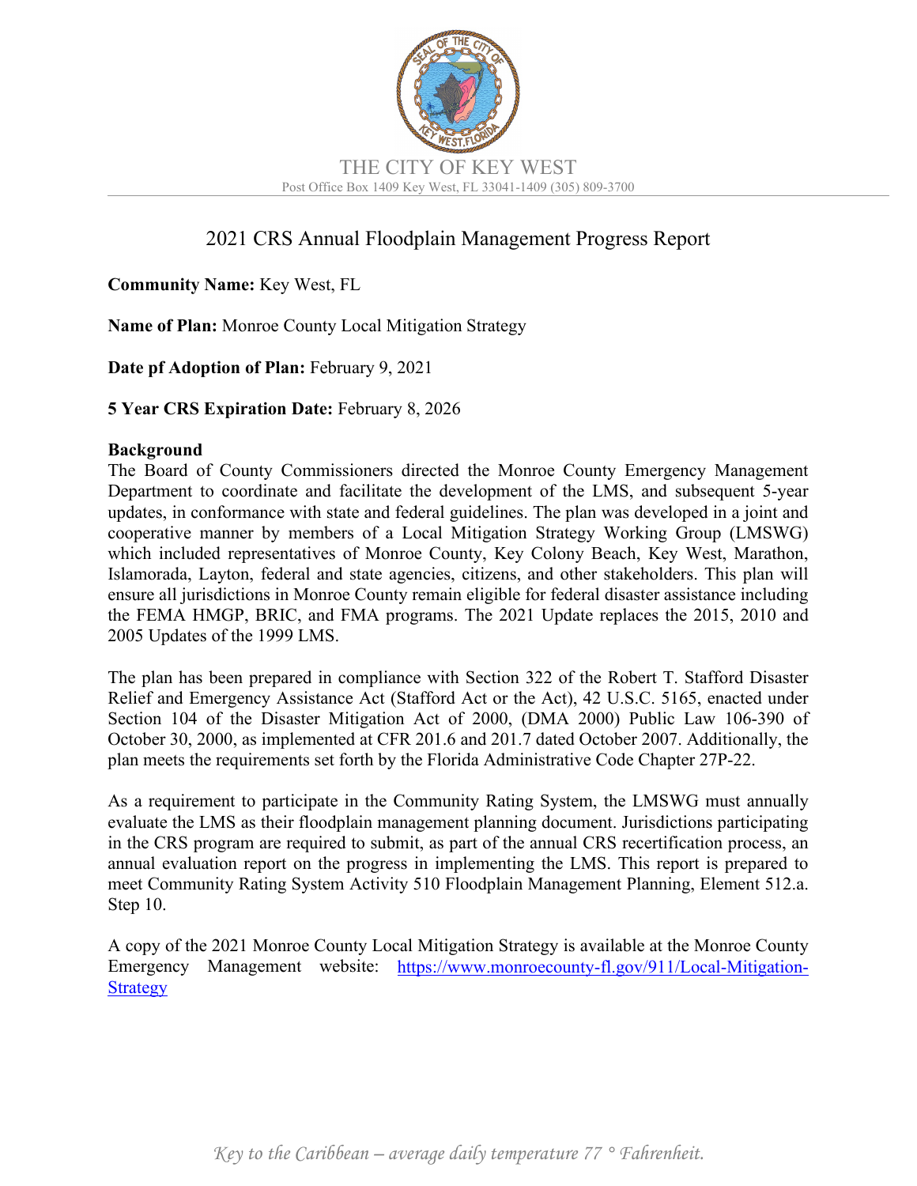THE CITY OF KEY WEST

Post Office Box 1409 Key West, FL 33041-1409 (305) 809-3700

# 2021 CRS Annual Floodplain Management Progress Report

**Community Name:** Key West, FL

**Name of Plan:** Monroe County Local Mitigation Strategy

**Date pf Adoption of Plan:** February 9, 2021

**5 Year CRS Expiration Date:** February 8, 2026

**Background**

The Board of County Commissioners directed the Monroe County Emergency Management Department to coordinate and facilitate the development of the LMS, and subsequent 5-year updates, in conformance with state and federal guidelines. The plan was developed in a joint and cooperative manner by members of a Local Mitigation Strategy Working Group (LMSWG) which included representatives of Monroe County, Key Colony Beach, Key West, Marathon, Islamorada, Layton, federal and state agencies, citizens, and other stakeholders. This plan will ensure all jurisdictions in Monroe County remain eligible for federal disaster assistance including the FEMA HMGP, BRIC, and FMA programs. The 2021 Update replaces the 2015, 2010 and 2005 Updates of the 1999 LMS.

The plan has been prepared in compliance with Section 322 of the Robert T. Stafford Disaster Relief and Emergency Assistance Act (Stafford Act or the Act), 42 U.S.C. 5165, enacted under Section 104 of the Disaster Mitigation Act of 2000, (DMA 2000) Public Law 106-390 of October 30, 2000, as implemented at CFR 201.6 and 201.7 dated October 2007. Additionally, the plan meets the requirements set forth by the Florida Administrative Code Chapter 27P-22.

As a requirement to participate in the Community Rating System, the LMSWG must annually evaluate the LMS as their floodplain management planning document. Jurisdictions participating in the CRS program are required to submit, as part of the annual CRS recertification process, an annual evaluation report on the progress in implementing the LMS. This report is prepared to meet Community Rating System Activity 510 Floodplain Management Planning, Element 512.a. Step 10.

A copy of the 2021 Monroe County Local Mitigation Strategy is available at the Monroe County Emergency Management website: [https://www.monroecounty-fl.gov/911/Local-Mitigation-Strategy](https://www.monroecounty-fl.gov/911/Local-Mitigation-Strategy)

*Key to the Caribbean – average daily temperature 77 ° Fahrenheit.*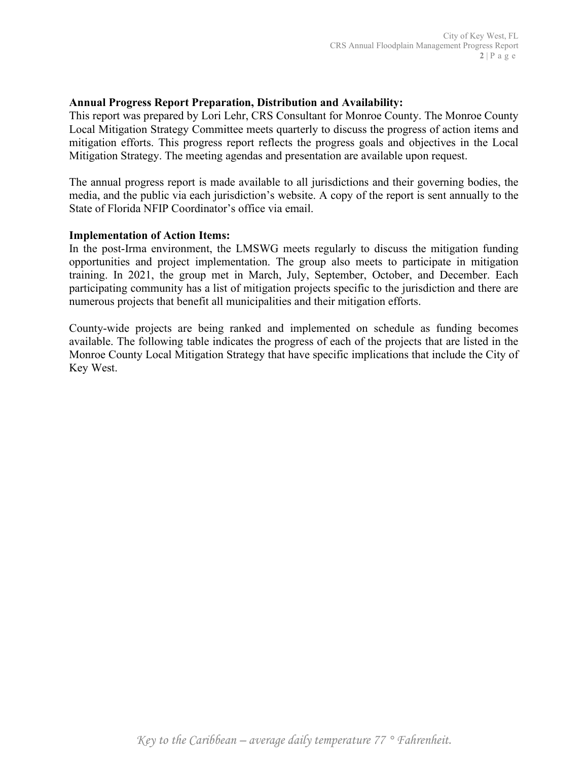**Annual Progress Report Preparation, Distribution and Availability:**

This report was prepared by Lori Lehr, CRS Consultant for Monroe County. The Monroe County Local Mitigation Strategy Committee meets quarterly to discuss the progress of action items and mitigation efforts. This progress report reflects the progress goals and objectives in the Local Mitigation Strategy. The meeting agendas and presentation are available upon request.

The annual progress report is made available to all jurisdictions and their governing bodies, the media, and the public via each jurisdiction's website. A copy of the report is sent annually to the State of Florida NFIP Coordinator's office via email.

**Implementation of Action Items:**

In the post-Irma environment, the LMSWG meets regularly to discuss the mitigation funding opportunities and project implementation. The group also meets to participate in mitigation training. In 2021, the group met in March, July, September, October, and December. Each participating community has a list of mitigation projects specific to the jurisdiction and there are numerous projects that benefit all municipalities and their mitigation efforts.

County-wide projects are being ranked and implemented on schedule as funding becomes available. The following table indicates the progress of each of the projects that are listed in the Monroe County Local Mitigation Strategy that have specific implications that include the City of Key West.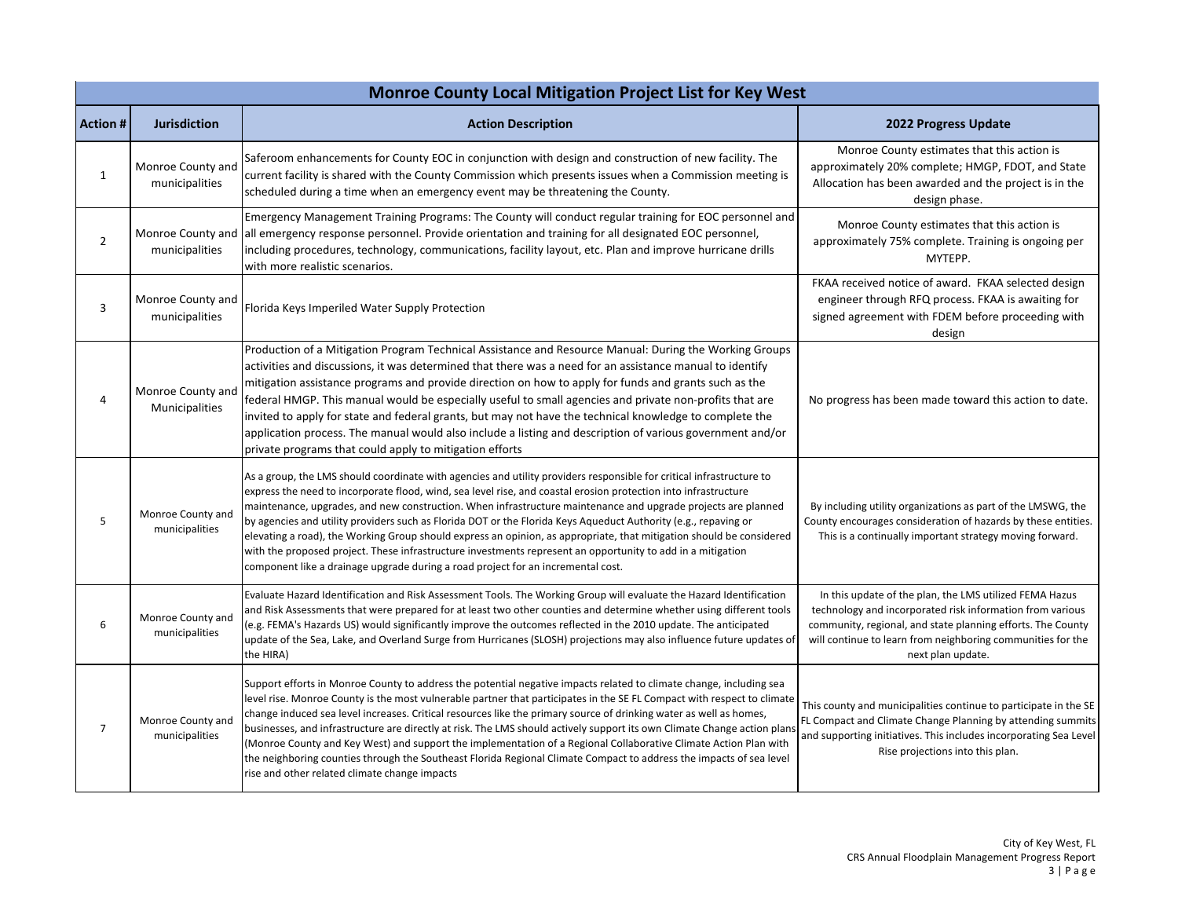| Monroe County Local Mitigation Project List for Key West | | | |
|---|---|---|---|
| **Action #** | **Jurisdiction** | **Action Description** | **2022 Progress Update** |
| 1 | Monroe County and municipalities | Saferoom enhancements for County EOC in conjunction with design and construction of new facility. The current facility is shared with the County Commission which presents issues when a Commission meeting is scheduled during a time when an emergency event may be threatening the County. | Monroe County estimates that this action is approximately 20% complete; HMGP, FDOT, and State Allocation has been awarded and the project is in the design phase. |
| 2 | Monroe County and municipalities | Emergency Management Training Programs: The County will conduct regular training for EOC personnel and all emergency response personnel. Provide orientation and training for all designated EOC personnel, including procedures, technology, communications, facility layout, etc. Plan and improve hurricane drills with more realistic scenarios. | Monroe County estimates that this action is approximately 75% complete. Training is ongoing per MYTEPP. |
| 3 | Monroe County and municipalities | Florida Keys Imperiled Water Supply Protection | FKAA received notice of award. FKAA selected design engineer through RFQ process. FKAA is awaiting for signed agreement with FDEM before proceeding with design |
| 4 | Monroe County and Municipalities | Production of a Mitigation Program Technical Assistance and Resource Manual: During the Working Groups activities and discussions, it was determined that there was a need for an assistance manual to identify mitigation assistance programs and provide direction on how to apply for funds and grants such as the federal HMGP. This manual would be especially useful to small agencies and private non-profits that are invited to apply for state and federal grants, but may not have the technical knowledge to complete the application process. The manual would also include a listing and description of various government and/or private programs that could apply to mitigation efforts | No progress has been made toward this action to date. |
| 5 | Monroe County and municipalities | As a group, the LMS should coordinate with agencies and utility providers responsible for critical infrastructure to express the need to incorporate flood, wind, sea level rise, and coastal erosion protection into infrastructure maintenance, upgrades, and new construction. When infrastructure maintenance and upgrade projects are planned by agencies and utility providers such as Florida DOT or the Florida Keys Aqueduct Authority (e.g., repaving or elevating a road), the Working Group should express an opinion, as appropriate, that mitigation should be considered with the proposed project. These infrastructure investments represent an opportunity to add in a mitigation component like a drainage upgrade during a road project for an incremental cost. | By including utility organizations as part of the LMSWG, the County encourages consideration of hazards by these entities. This is a continually important strategy moving forward. |
| 6 | Monroe County and municipalities | Evaluate Hazard Identification and Risk Assessment Tools. The Working Group will evaluate the Hazard Identification and Risk Assessments that were prepared for at least two other counties and determine whether using different tools (e.g. FEMA's Hazards US) would significantly improve the outcomes reflected in the 2010 update. The anticipated update of the Sea, Lake, and Overland Surge from Hurricanes (SLOSH) projections may also influence future updates of the HIRA) | In this update of the plan, the LMS utilized FEMA Hazus technology and incorporated risk information from various community, regional, and state planning efforts. The County will continue to learn from neighboring communities for the next plan update. |
| 7 | Monroe County and municipalities | Support efforts in Monroe County to address the potential negative impacts related to climate change, including sea level rise. Monroe County is the most vulnerable partner that participates in the SE FL Compact with respect to climate change induced sea level increases. Critical resources like the primary source of drinking water as well as homes, businesses, and infrastructure are directly at risk. The LMS should actively support its own Climate Change action plans (Monroe County and Key West) and support the implementation of a Regional Collaborative Climate Action Plan with the neighboring counties through the Southeast Florida Regional Climate Compact to address the impacts of sea level rise and other related climate change impacts | This county and municipalities continue to participate in the SE FL Compact and Climate Change Planning by attending summits and supporting initiatives. This includes incorporating Sea Level Rise projections into this plan. |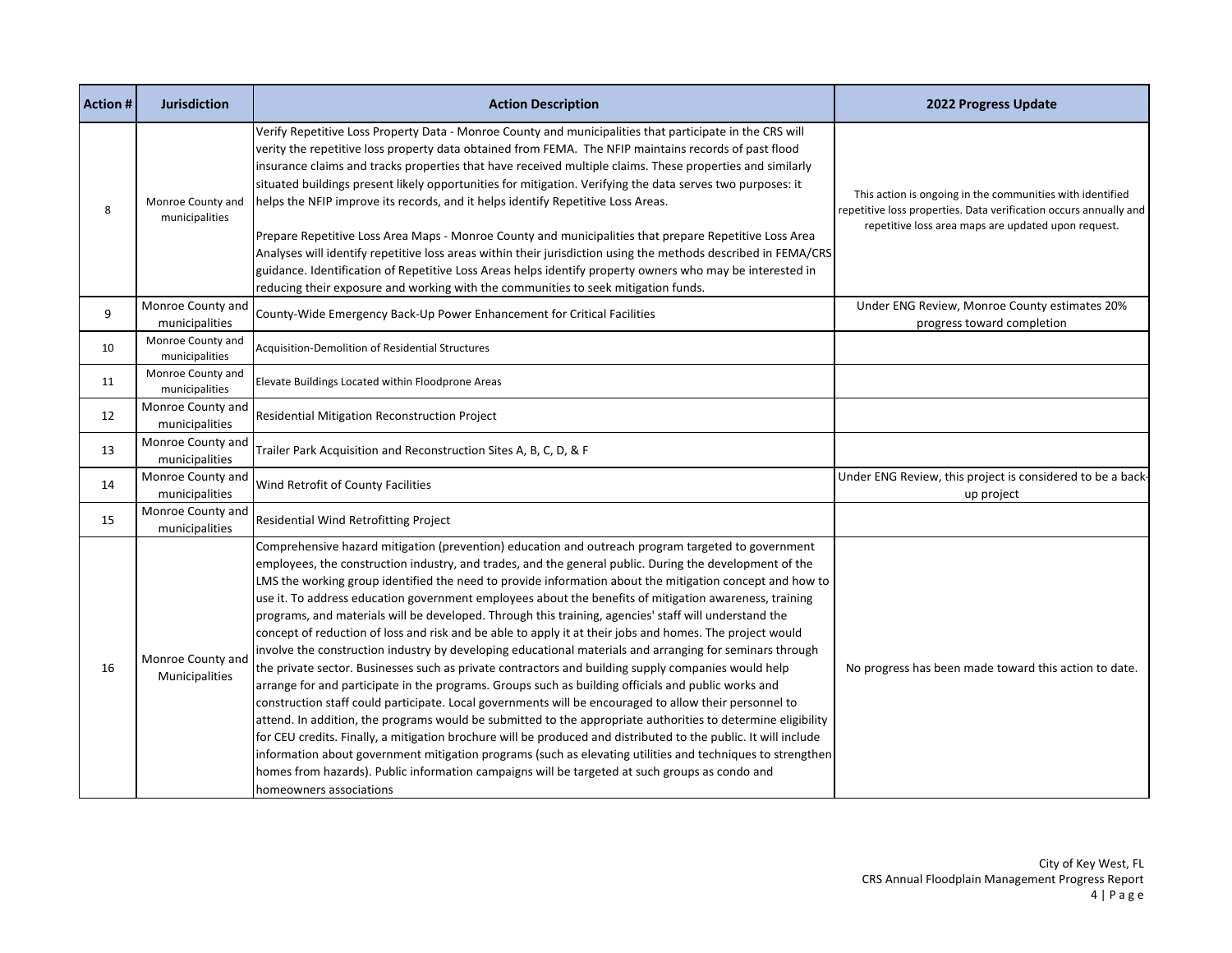| Action # | Jurisdiction | Action Description | 2022 Progress Update |
|---|---|---|---|
| 8 | Monroe County and municipalities | Verify Repetitive Loss Property Data - Monroe County and municipalities that participate in the CRS will verity the repetitive loss property data obtained from FEMA. The NFIP maintains records of past flood insurance claims and tracks properties that have received multiple claims. These properties and similarly situated buildings present likely opportunities for mitigation. Verifying the data serves two purposes: it helps the NFIP improve its records, and it helps identify Repetitive Loss Areas.<br><br>Prepare Repetitive Loss Area Maps - Monroe County and municipalities that prepare Repetitive Loss Area Analyses will identify repetitive loss areas within their jurisdiction using the methods described in FEMA/CRS guidance. Identification of Repetitive Loss Areas helps identify property owners who may be interested in reducing their exposure and working with the communities to seek mitigation funds. | This action is ongoing in the communities with identified repetitive loss properties. Data verification occurs annually and repetitive loss area maps are updated upon request. |
| 9 | Monroe County and municipalities | County-Wide Emergency Back-Up Power Enhancement for Critical Facilities | Under ENG Review, Monroe County estimates 20% progress toward completion |
| 10 | Monroe County and municipalities | Acquisition-Demolition of Residential Structures | |
| 11 | Monroe County and municipalities | Elevate Buildings Located within Floodprone Areas | |
| 12 | Monroe County and municipalities | Residential Mitigation Reconstruction Project | |
| 13 | Monroe County and municipalities | Trailer Park Acquisition and Reconstruction Sites A, B, C, D, & F | |
| 14 | Monroe County and municipalities | Wind Retrofit of County Facilities | Under ENG Review, this project is considered to be a back-up project |
| 15 | Monroe County and municipalities | Residential Wind Retrofitting Project | |
| 16 | Monroe County and Municipalities | Comprehensive hazard mitigation (prevention) education and outreach program targeted to government employees, the construction industry, and trades, and the general public. During the development of the LMS the working group identified the need to provide information about the mitigation concept and how to use it. To address education government employees about the benefits of mitigation awareness, training programs, and materials will be developed. Through this training, agencies' staff will understand the concept of reduction of loss and risk and be able to apply it at their jobs and homes. The project would involve the construction industry by developing educational materials and arranging for seminars through the private sector. Businesses such as private contractors and building supply companies would help arrange for and participate in the programs. Groups such as building officials and public works and construction staff could participate. Local governments will be encouraged to allow their personnel to attend. In addition, the programs would be submitted to the appropriate authorities to determine eligibility for CEU credits. Finally, a mitigation brochure will be produced and distributed to the public. It will include information about government mitigation programs (such as elevating utilities and techniques to strengthen homes from hazards). Public information campaigns will be targeted at such groups as condo and homeowners associations | No progress has been made toward this action to date. |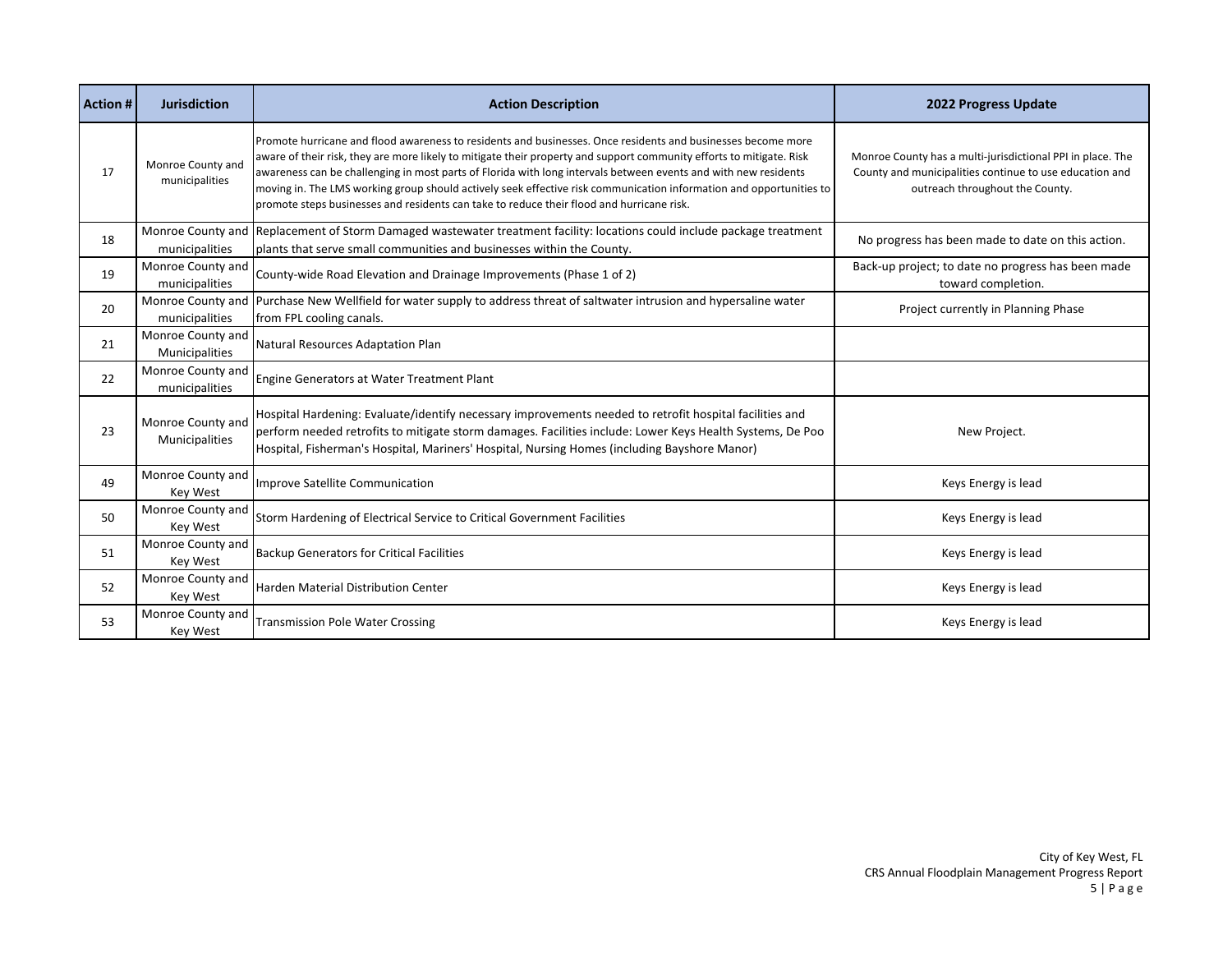| Action # | Jurisdiction | Action Description | 2022 Progress Update |
| --- | --- | --- | --- |
| 17 | Monroe County and municipalities | Promote hurricane and flood awareness to residents and businesses. Once residents and businesses become more aware of their risk, they are more likely to mitigate their property and support community efforts to mitigate. Risk awareness can be challenging in most parts of Florida with long intervals between events and with new residents moving in. The LMS working group should actively seek effective risk communication information and opportunities to promote steps businesses and residents can take to reduce their flood and hurricane risk. | Monroe County has a multi-jurisdictional PPI in place. The County and municipalities continue to use education and outreach throughout the County. |
| 18 | Monroe County and municipalities | Replacement of Storm Damaged wastewater treatment facility: locations could include package treatment plants that serve small communities and businesses within the County. | No progress has been made to date on this action. |
| 19 | Monroe County and municipalities | County-wide Road Elevation and Drainage Improvements (Phase 1 of 2) | Back-up project; to date no progress has been made toward completion. |
| 20 | Monroe County and municipalities | Purchase New Wellfield for water supply to address threat of saltwater intrusion and hypersaline water from FPL cooling canals. | Project currently in Planning Phase |
| 21 | Monroe County and Municipalities | Natural Resources Adaptation Plan | |
| 22 | Monroe County and municipalities | Engine Generators at Water Treatment Plant | |
| 23 | Monroe County and Municipalities | Hospital Hardening: Evaluate/identify necessary improvements needed to retrofit hospital facilities and perform needed retrofits to mitigate storm damages. Facilities include: Lower Keys Health Systems, De Poo Hospital, Fisherman's Hospital, Mariners' Hospital, Nursing Homes (including Bayshore Manor) | New Project. |
| 49 | Monroe County and Key West | Improve Satellite Communication | Keys Energy is lead |
| 50 | Monroe County and Key West | Storm Hardening of Electrical Service to Critical Government Facilities | Keys Energy is lead |
| 51 | Monroe County and Key West | Backup Generators for Critical Facilities | Keys Energy is lead |
| 52 | Monroe County and Key West | Harden Material Distribution Center | Keys Energy is lead |
| 53 | Monroe County and Key West | Transmission Pole Water Crossing | Keys Energy is lead |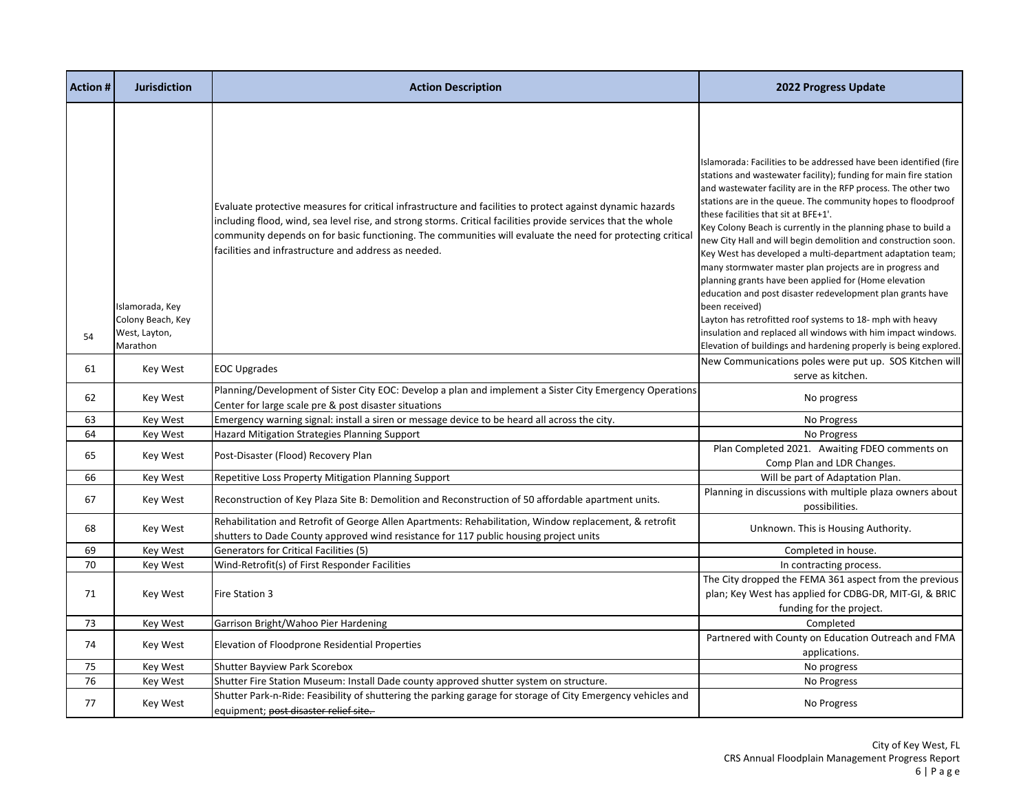| Action # | Jurisdiction | Action Description | 2022 Progress Update |
|---|---|---|---|
| 54 | Islamorada, Key Colony Beach, Key West, Layton, Marathon | Evaluate protective measures for critical infrastructure and facilities to protect against dynamic hazards including flood, wind, sea level rise, and strong storms. Critical facilities provide services that the whole community depends on for basic functioning. The communities will evaluate the need for protecting critical facilities and infrastructure and address as needed. | Islamorada: Facilities to be addressed have been identified (fire stations and wastewater facility); funding for main fire station and wastewater facility are in the RFP process. The other two stations are in the queue. The community hopes to floodproof these facilities that sit at BFE+1'.<br>Key Colony Beach is currently in the planning phase to build a new City Hall and will begin demolition and construction soon.<br>Key West has developed a multi-department adaptation team; many stormwater master plan projects are in progress and planning grants have been applied for (Home elevation education and post disaster redevelopment plan grants have been received)<br>Layton has retrofitted roof systems to 18- mph with heavy insulation and replaced all windows with him impact windows. Elevation of buildings and hardening properly is being explored. |
| 61 | Key West | EOC Upgrades | New Communications poles were put up. SOS Kitchen will serve as kitchen. |
| 62 | Key West | Planning/Development of Sister City EOC: Develop a plan and implement a Sister City Emergency Operations Center for large scale pre & post disaster situations | No progress |
| 63 | Key West | Emergency warning signal: install a siren or message device to be heard all across the city. | No Progress |
| 64 | Key West | Hazard Mitigation Strategies Planning Support | No Progress |
| 65 | Key West | Post-Disaster (Flood) Recovery Plan | Plan Completed 2021. Awaiting FDEO comments on Comp Plan and LDR Changes. |
| 66 | Key West | Repetitive Loss Property Mitigation Planning Support | Will be part of Adaptation Plan. |
| 67 | Key West | Reconstruction of Key Plaza Site B: Demolition and Reconstruction of 50 affordable apartment units. | Planning in discussions with multiple plaza owners about possibilities. |
| 68 | Key West | Rehabilitation and Retrofit of George Allen Apartments: Rehabilitation, Window replacement, & retrofit shutters to Dade County approved wind resistance for 117 public housing project units | Unknown. This is Housing Authority. |
| 69 | Key West | Generators for Critical Facilities (5) | Completed in house. |
| 70 | Key West | Wind-Retrofit(s) of First Responder Facilities | In contracting process. |
| 71 | Key West | Fire Station 3 | The City dropped the FEMA 361 aspect from the previous plan; Key West has applied for CDBG-DR, MIT-GI, & BRIC funding for the project. |
| 73 | Key West | Garrison Bright/Wahoo Pier Hardening | Completed |
| 74 | Key West | Elevation of Floodprone Residential Properties | Partnered with County on Education Outreach and FMA applications. |
| 75 | Key West | Shutter Bayview Park Scorebox | No progress |
| 76 | Key West | Shutter Fire Station Museum: Install Dade county approved shutter system on structure. | No Progress |
| 77 | Key West | Shutter Park-n-Ride: Feasibility of shuttering the parking garage for storage of City Emergency vehicles and equipment; ~~post disaster relief site.~~ | No Progress |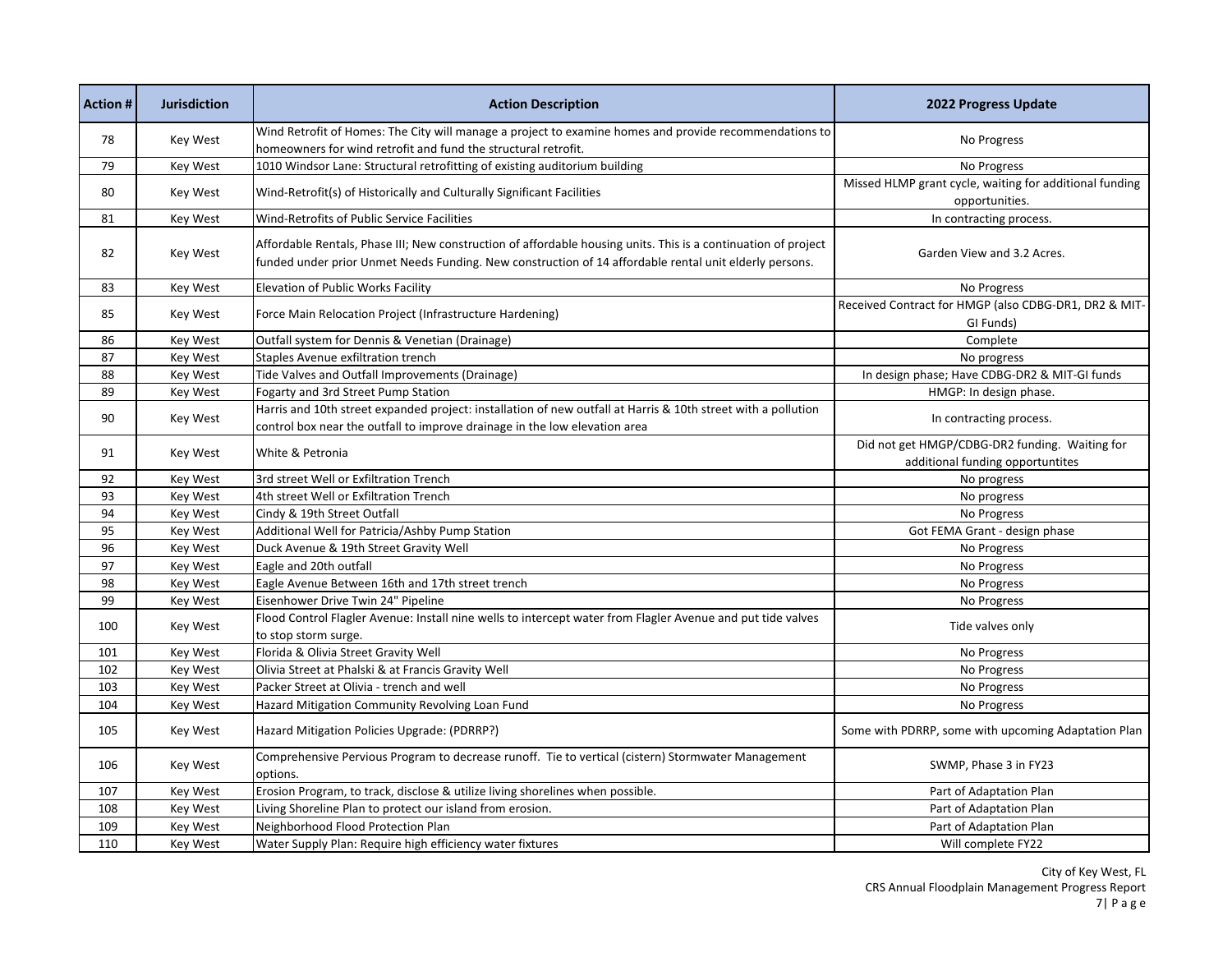| Action # | Jurisdiction | Action Description | 2022 Progress Update |
|---|---|---|---|
| 78 | Key West | Wind Retrofit of Homes: The City will manage a project to examine homes and provide recommendations to homeowners for wind retrofit and fund the structural retrofit. | No Progress |
| 79 | Key West | 1010 Windsor Lane: Structural retrofitting of existing auditorium building | No Progress |
| 80 | Key West | Wind-Retrofit(s) of Historically and Culturally Significant Facilities | Missed HLMP grant cycle, waiting for additional funding opportunities. |
| 81 | Key West | Wind-Retrofits of Public Service Facilities | In contracting process. |
| 82 | Key West | Affordable Rentals, Phase III; New construction of affordable housing units. This is a continuation of project funded under prior Unmet Needs Funding. New construction of 14 affordable rental unit elderly persons. | Garden View and 3.2 Acres. |
| 83 | Key West | Elevation of Public Works Facility | No Progress |
| 85 | Key West | Force Main Relocation Project (Infrastructure Hardening) | Received Contract for HMGP (also CDBG-DR1, DR2 & MIT-GI Funds) |
| 86 | Key West | Outfall system for Dennis & Venetian (Drainage) | Complete |
| 87 | Key West | Staples Avenue exfiltration trench | No progress |
| 88 | Key West | Tide Valves and Outfall Improvements (Drainage) | In design phase; Have CDBG-DR2 & MIT-GI funds |
| 89 | Key West | Fogarty and 3rd Street Pump Station | HMGP: In design phase. |
| 90 | Key West | Harris and 10th street expanded project: installation of new outfall at Harris & 10th street with a pollution control box near the outfall to improve drainage in the low elevation area | In contracting process. |
| 91 | Key West | White & Petronia | Did not get HMGP/CDBG-DR2 funding. Waiting for additional funding opportuntites |
| 92 | Key West | 3rd street Well or Exfiltration Trench | No progress |
| 93 | Key West | 4th street Well or Exfiltration Trench | No progress |
| 94 | Key West | Cindy & 19th Street Outfall | No Progress |
| 95 | Key West | Additional Well for Patricia/Ashby Pump Station | Got FEMA Grant - design phase |
| 96 | Key West | Duck Avenue & 19th Street Gravity Well | No Progress |
| 97 | Key West | Eagle and 20th outfall | No Progress |
| 98 | Key West | Eagle Avenue Between 16th and 17th street trench | No Progress |
| 99 | Key West | Eisenhower Drive Twin 24" Pipeline | No Progress |
| 100 | Key West | Flood Control Flagler Avenue: Install nine wells to intercept water from Flagler Avenue and put tide valves to stop storm surge. | Tide valves only |
| 101 | Key West | Florida & Olivia Street Gravity Well | No Progress |
| 102 | Key West | Olivia Street at Phalski & at Francis Gravity Well | No Progress |
| 103 | Key West | Packer Street at Olivia - trench and well | No Progress |
| 104 | Key West | Hazard Mitigation Community Revolving Loan Fund | No Progress |
| 105 | Key West | Hazard Mitigation Policies Upgrade: (PDRRP?) | Some with PDRRP, some with upcoming Adaptation Plan |
| 106 | Key West | Comprehensive Pervious Program to decrease runoff. Tie to vertical (cistern) Stormwater Management options. | SWMP, Phase 3 in FY23 |
| 107 | Key West | Erosion Program, to track, disclose & utilize living shorelines when possible. | Part of Adaptation Plan |
| 108 | Key West | Living Shoreline Plan to protect our island from erosion. | Part of Adaptation Plan |
| 109 | Key West | Neighborhood Flood Protection Plan | Part of Adaptation Plan |
| 110 | Key West | Water Supply Plan: Require high efficiency water fixtures | Will complete FY22 |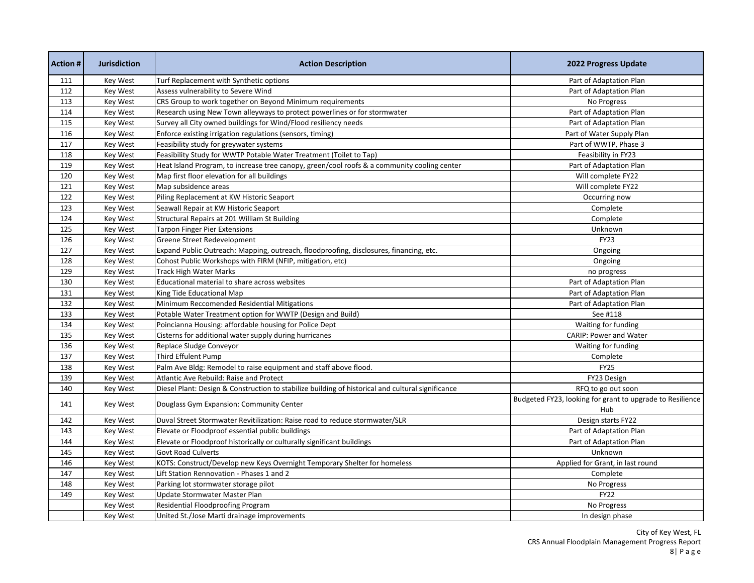| Action # | Jurisdiction | Action Description | 2022 Progress Update |
|---|---|---|---|
| 111 | Key West | Turf Replacement with Synthetic options | Part of Adaptation Plan |
| 112 | Key West | Assess vulnerability to Severe Wind | Part of Adaptation Plan |
| 113 | Key West | CRS Group to work together on Beyond Minimum requirements | No Progress |
| 114 | Key West | Research using New Town alleyways to protect powerlines or for stormwater | Part of Adaptation Plan |
| 115 | Key West | Survey all City owned buildings for Wind/Flood resiliency needs | Part of Adaptation Plan |
| 116 | Key West | Enforce existing irrigation regulations (sensors, timing) | Part of Water Supply Plan |
| 117 | Key West | Feasibility study for greywater systems | Part of WWTP, Phase 3 |
| 118 | Key West | Feasibility Study for WWTP Potable Water Treatment (Toilet to Tap) | Feasibility in FY23 |
| 119 | Key West | Heat Island Program, to increase tree canopy, green/cool roofs & a community cooling center | Part of Adaptation Plan |
| 120 | Key West | Map first floor elevation for all buildings | Will complete FY22 |
| 121 | Key West | Map subsidence areas | Will complete FY22 |
| 122 | Key West | Piling Replacement at KW Historic Seaport | Occurring now |
| 123 | Key West | Seawall Repair at KW Historic Seaport | Complete |
| 124 | Key West | Structural Repairs at 201 William St Building | Complete |
| 125 | Key West | Tarpon Finger Pier Extensions | Unknown |
| 126 | Key West | Greene Street Redevelopment | FY23 |
| 127 | Key West | Expand Public Outreach: Mapping, outreach, floodproofing, disclosures, financing, etc. | Ongoing |
| 128 | Key West | Cohost Public Workshops with FIRM (NFIP, mitigation, etc) | Ongoing |
| 129 | Key West | Track High Water Marks | no progress |
| 130 | Key West | Educational material to share across websites | Part of Adaptation Plan |
| 131 | Key West | King Tide Educational Map | Part of Adaptation Plan |
| 132 | Key West | Minimum Reccomended Residential Mitigations | Part of Adaptation Plan |
| 133 | Key West | Potable Water Treatment option for WWTP (Design and Build) | See #118 |
| 134 | Key West | Poincianna Housing: affordable housing for Police Dept | Waiting for funding |
| 135 | Key West | Cisterns for additional water supply during hurricanes | CARIP: Power and Water |
| 136 | Key West | Replace Sludge Conveyor | Waiting for funding |
| 137 | Key West | Third Effulent Pump | Complete |
| 138 | Key West | Palm Ave Bldg: Remodel to raise equipment and staff above flood. | FY25 |
| 139 | Key West | Atlantic Ave Rebuild: Raise and Protect | FY23 Design |
| 140 | Key West | Diesel Plant: Design & Construction to stabilize building of historical and cultural significance | RFQ to go out soon |
| 141 | Key West | Douglass Gym Expansion: Community Center | Budgeted FY23, looking for grant to upgrade to Resilience Hub |
| 142 | Key West | Duval Street Stormwater Revitilization: Raise road to reduce stormwater/SLR | Design starts FY22 |
| 143 | Key West | Elevate or Floodproof essential public buildings | Part of Adaptation Plan |
| 144 | Key West | Elevate or Floodproof historically or culturally significant buildings | Part of Adaptation Plan |
| 145 | Key West | Govt Road Culverts | Unknown |
| 146 | Key West | KOTS: Construct/Develop new Keys Overnight Temporary Shelter for homeless | Applied for Grant, in last round |
| 147 | Key West | Lift Station Rennovation - Phases 1 and 2 | Complete |
| 148 | Key West | Parking lot stormwater storage pilot | No Progress |
| 149 | Key West | Update Stormwater Master Plan | FY22 |
| | Key West | Residential Floodproofing Program | No Progress |
| | Key West | United St./Jose Marti drainage improvements | In design phase |